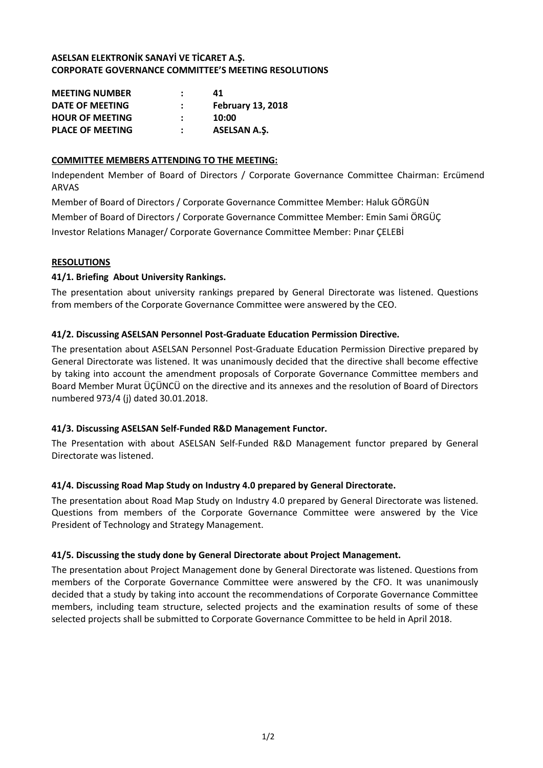**ASELSAN ELEKTRONİK SANAYİ VE TİCARET A.Ş.**
**CORPORATE GOVERNANCE COMMITTEE'S MEETING RESOLUTIONS**

| | | |
|---|---|---|
| **MEETING NUMBER** | : | **41** |
| **DATE OF MEETING** | : | **February 13, 2018** |
| **HOUR OF MEETING** | : | **10:00** |
| **PLACE OF MEETING** | : | **ASELSAN A.Ş.** |

**COMMITTEE MEMBERS ATTENDING TO THE MEETING:**

Independent Member of Board of Directors / Corporate Governance Committee Chairman: Ercümend ARVAS

Member of Board of Directors / Corporate Governance Committee Member: Haluk GÖRGÜN

Member of Board of Directors / Corporate Governance Committee Member: Emin Sami ÖRGÜÇ

Investor Relations Manager/ Corporate Governance Committee Member: Pınar ÇELEBİ

**RESOLUTIONS**

**41/1. Briefing About University Rankings.**

The presentation about university rankings prepared by General Directorate was listened. Questions from members of the Corporate Governance Committee were answered by the CEO.

**41/2. Discussing ASELSAN Personnel Post-Graduate Education Permission Directive.**

The presentation about ASELSAN Personnel Post-Graduate Education Permission Directive prepared by General Directorate was listened. It was unanimously decided that the directive shall become effective by taking into account the amendment proposals of Corporate Governance Committee members and Board Member Murat ÜÇÜNCÜ on the directive and its annexes and the resolution of Board of Directors numbered 973/4 (j) dated 30.01.2018.

**41/3. Discussing ASELSAN Self-Funded R&D Management Functor.**

The Presentation with about ASELSAN Self-Funded R&D Management functor prepared by General Directorate was listened.

**41/4. Discussing Road Map Study on Industry 4.0 prepared by General Directorate.**

The presentation about Road Map Study on Industry 4.0 prepared by General Directorate was listened. Questions from members of the Corporate Governance Committee were answered by the Vice President of Technology and Strategy Management.

**41/5. Discussing the study done by General Directorate about Project Management.**

The presentation about Project Management done by General Directorate was listened. Questions from members of the Corporate Governance Committee were answered by the CFO. It was unanimously decided that a study by taking into account the recommendations of Corporate Governance Committee members, including team structure, selected projects and the examination results of some of these selected projects shall be submitted to Corporate Governance Committee to be held in April 2018.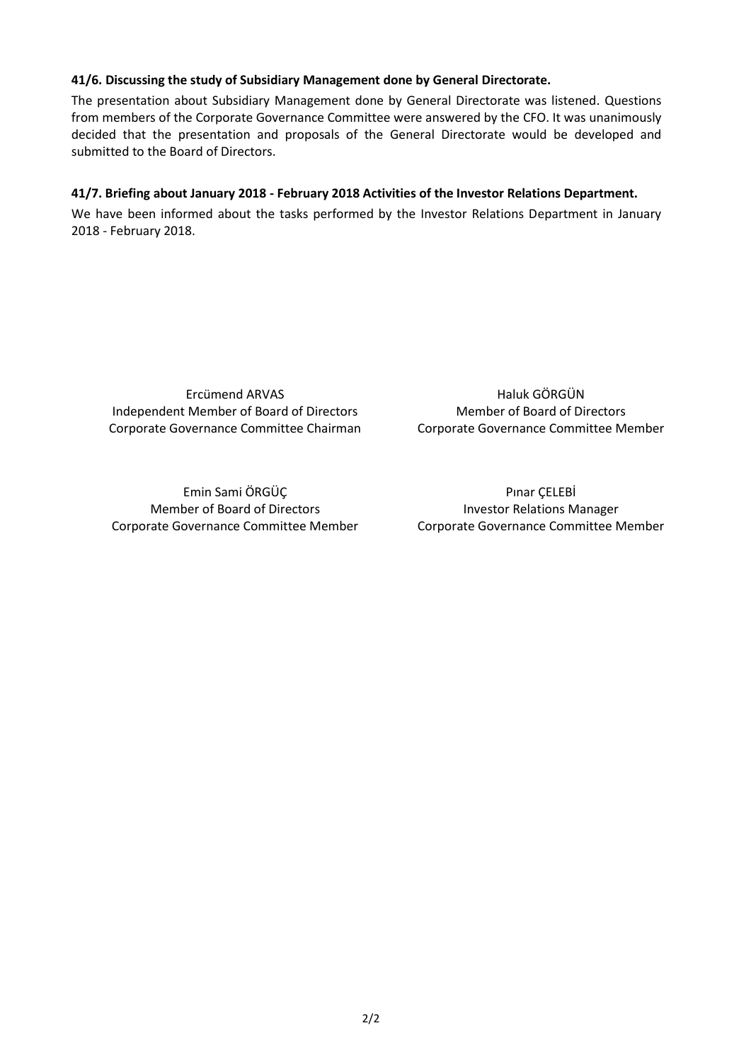**41/6. Discussing the study of Subsidiary Management done by General Directorate.**

The presentation about Subsidiary Management done by General Directorate was listened. Questions from members of the Corporate Governance Committee were answered by the CFO. It was unanimously decided that the presentation and proposals of the General Directorate would be developed and submitted to the Board of Directors.

**41/7. Briefing about January 2018 - February 2018 Activities of the Investor Relations Department.**

We have been informed about the tasks performed by the Investor Relations Department in January 2018 - February 2018.

Ercümend ARVAS
Independent Member of Board of Directors
Corporate Governance Committee Chairman

Haluk GÖRGÜN
Member of Board of Directors
Corporate Governance Committee Member

Emin Sami ÖRGÜÇ
Member of Board of Directors
Corporate Governance Committee Member

Pınar ÇELEBİ
Investor Relations Manager
Corporate Governance Committee Member